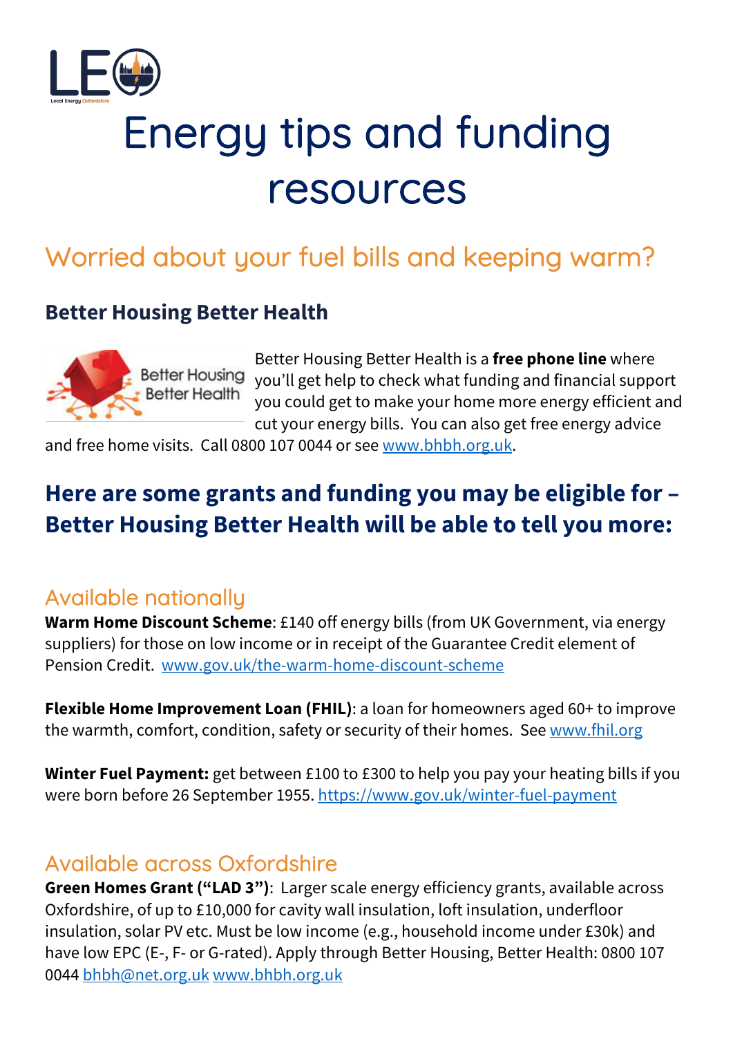# Energy tips and funding resources

## Worried about your fuel bills and keeping warm?

### Better Housing Better Health

Better Housing Better Health is a **free phone line** where you'll get help to check what funding and financial support you could get to make your home more energy efficient and cut your energy bills. You can also get free energy advice and free home visits. Call 0800 107 0044 or see www.bhbh.org.uk.

## Here are some grants and funding you may be eligible for – Better Housing Better Health will be able to tell you more:

### Available nationally

**Warm Home Discount Scheme**: £140 off energy bills (from UK Government, via energy suppliers) for those on low income or in receipt of the Guarantee Credit element of Pension Credit. www.gov.uk/the-warm-home-discount-scheme

**Flexible Home Improvement Loan (FHIL)**: a loan for homeowners aged 60+ to improve the warmth, comfort, condition, safety or security of their homes. See www.fhil.org

**Winter Fuel Payment:** get between £100 to £300 to help you pay your heating bills if you were born before 26 September 1955. https://www.gov.uk/winter-fuel-payment

### Available across Oxfordshire

**Green Homes Grant ("LAD 3")**: Larger scale energy efficiency grants, available across Oxfordshire, of up to £10,000 for cavity wall insulation, loft insulation, underfloor insulation, solar PV etc. Must be low income (e.g., household income under £30k) and have low EPC (E-, F- or G-rated). Apply through Better Housing, Better Health: 0800 107 0044 bhbh@net.org.uk www.bhbh.org.uk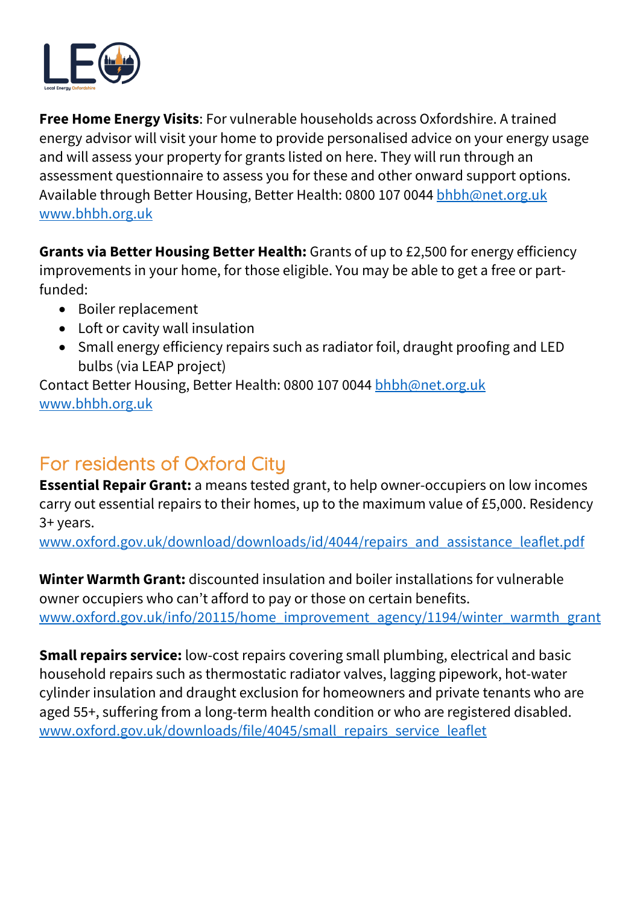**Free Home Energy Visits**: For vulnerable households across Oxfordshire. A trained energy advisor will visit your home to provide personalised advice on your energy usage and will assess your property for grants listed on here. They will run through an assessment questionnaire to assess you for these and other onward support options. Available through Better Housing, Better Health: 0800 107 0044 bhbh@net.org.uk www.bhbh.org.uk

**Grants via Better Housing Better Health:** Grants of up to £2,500 for energy efficiency improvements in your home, for those eligible. You may be able to get a free or part-funded:

- Boiler replacement
- Loft or cavity wall insulation
- Small energy efficiency repairs such as radiator foil, draught proofing and LED bulbs (via LEAP project)

Contact Better Housing, Better Health: 0800 107 0044 bhbh@net.org.uk www.bhbh.org.uk

## For residents of Oxford City

**Essential Repair Grant:** a means tested grant, to help owner-occupiers on low incomes carry out essential repairs to their homes, up to the maximum value of £5,000. Residency 3+ years.
www.oxford.gov.uk/download/downloads/id/4044/repairs_and_assistance_leaflet.pdf

**Winter Warmth Grant:** discounted insulation and boiler installations for vulnerable owner occupiers who can't afford to pay or those on certain benefits.
www.oxford.gov.uk/info/20115/home_improvement_agency/1194/winter_warmth_grant

**Small repairs service:** low-cost repairs covering small plumbing, electrical and basic household repairs such as thermostatic radiator valves, lagging pipework, hot-water cylinder insulation and draught exclusion for homeowners and private tenants who are aged 55+, suffering from a long-term health condition or who are registered disabled.
www.oxford.gov.uk/downloads/file/4045/small_repairs_service_leaflet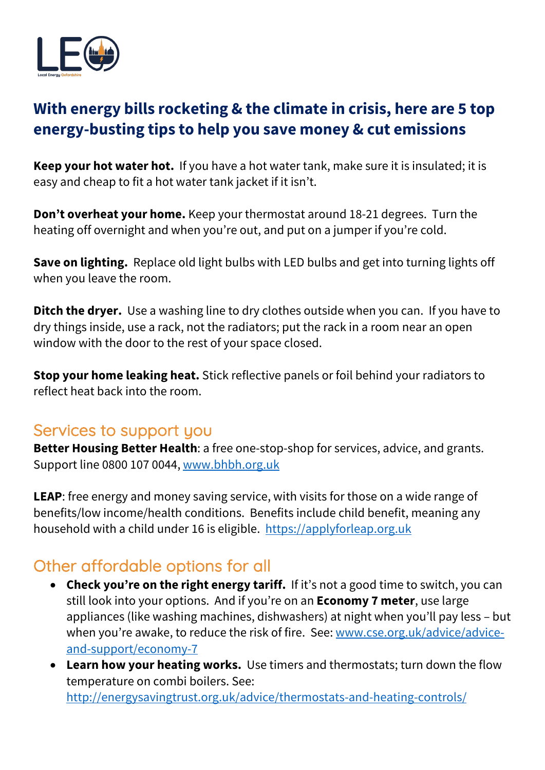## With energy bills rocketing & the climate in crisis, here are 5 top energy-busting tips to help you save money & cut emissions

**Keep your hot water hot.** If you have a hot water tank, make sure it is insulated; it is easy and cheap to fit a hot water tank jacket if it isn't.

**Don't overheat your home.** Keep your thermostat around 18-21 degrees. Turn the heating off overnight and when you're out, and put on a jumper if you're cold.

**Save on lighting.** Replace old light bulbs with LED bulbs and get into turning lights off when you leave the room.

**Ditch the dryer.** Use a washing line to dry clothes outside when you can. If you have to dry things inside, use a rack, not the radiators; put the rack in a room near an open window with the door to the rest of your space closed.

**Stop your home leaking heat.** Stick reflective panels or foil behind your radiators to reflect heat back into the room.

## Services to support you

**Better Housing Better Health**: a free one-stop-shop for services, advice, and grants. Support line 0800 107 0044, [www.bhbh.org.uk](http://www.bhbh.org.uk)

**LEAP**: free energy and money saving service, with visits for those on a wide range of benefits/low income/health conditions. Benefits include child benefit, meaning any household with a child under 16 is eligible. [https://applyforleap.org.uk](https://applyforleap.org.uk)

## Other affordable options for all

- **Check you're on the right energy tariff.** If it's not a good time to switch, you can still look into your options. And if you're on an **Economy 7 meter**, use large appliances (like washing machines, dishwashers) at night when you'll pay less – but when you're awake, to reduce the risk of fire. See: [www.cse.org.uk/advice/advice-and-support/economy-7](http://www.cse.org.uk/advice/advice-and-support/economy-7)
- **Learn how your heating works.** Use timers and thermostats; turn down the flow temperature on combi boilers. See: [http://energysavingtrust.org.uk/advice/thermostats-and-heating-controls/](http://energysavingtrust.org.uk/advice/thermostats-and-heating-controls/)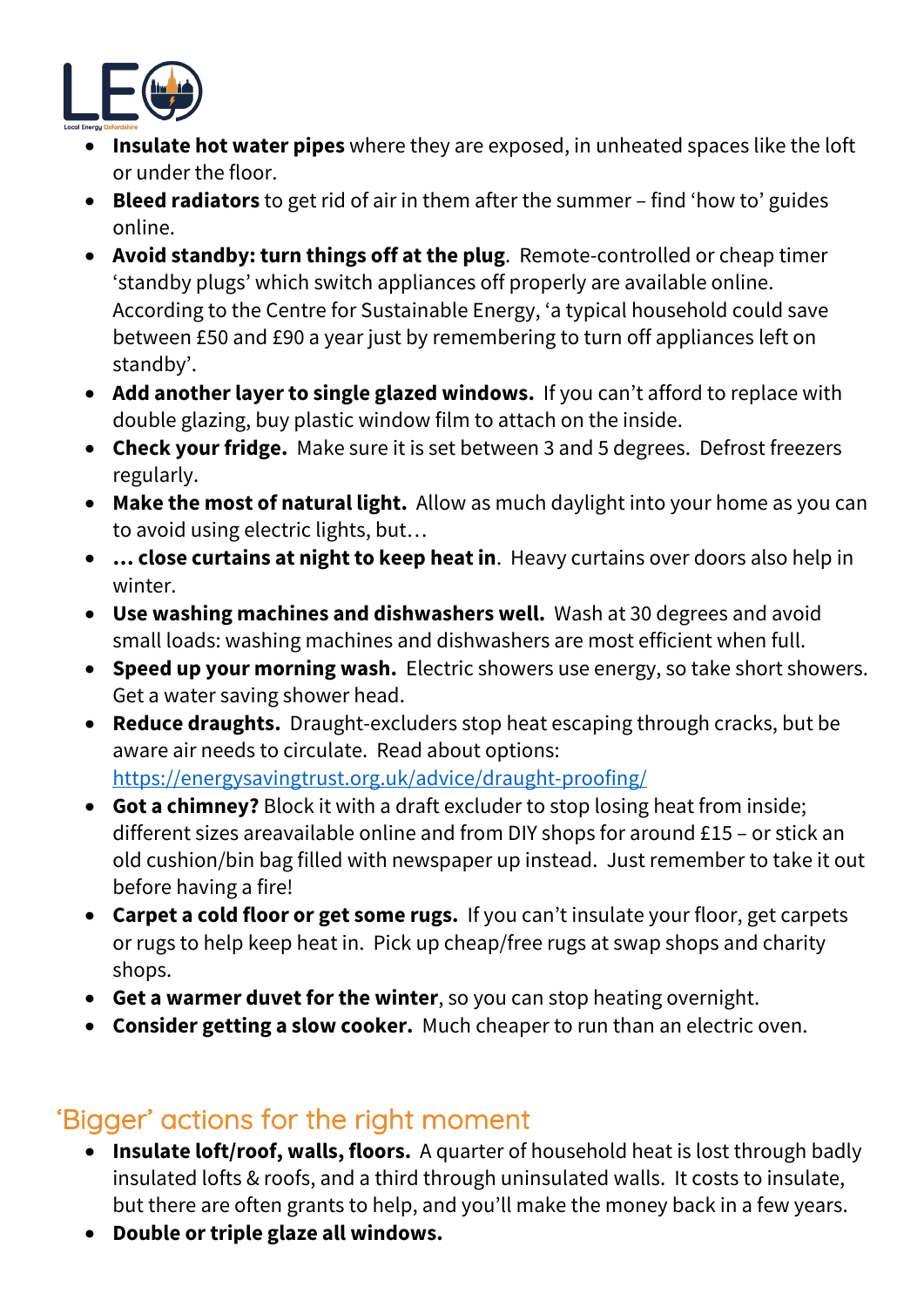- **Insulate hot water pipes** where they are exposed, in unheated spaces like the loft or under the floor.
- **Bleed radiators** to get rid of air in them after the summer – find 'how to' guides online.
- **Avoid standby: turn things off at the plug**. Remote-controlled or cheap timer 'standby plugs' which switch appliances off properly are available online. According to the Centre for Sustainable Energy, 'a typical household could save between £50 and £90 a year just by remembering to turn off appliances left on standby'.
- **Add another layer to single glazed windows.** If you can't afford to replace with double glazing, buy plastic window film to attach on the inside.
- **Check your fridge.** Make sure it is set between 3 and 5 degrees. Defrost freezers regularly.
- **Make the most of natural light.** Allow as much daylight into your home as you can to avoid using electric lights, but…
- **… close curtains at night to keep heat in**. Heavy curtains over doors also help in winter.
- **Use washing machines and dishwashers well.** Wash at 30 degrees and avoid small loads: washing machines and dishwashers are most efficient when full.
- **Speed up your morning wash.** Electric showers use energy, so take short showers. Get a water saving shower head.
- **Reduce draughts.** Draught-excluders stop heat escaping through cracks, but be aware air needs to circulate. Read about options: https://energysavingtrust.org.uk/advice/draught-proofing/
- **Got a chimney?** Block it with a draft excluder to stop losing heat from inside; different sizes areavailable online and from DIY shops for around £15 – or stick an old cushion/bin bag filled with newspaper up instead. Just remember to take it out before having a fire!
- **Carpet a cold floor or get some rugs.** If you can't insulate your floor, get carpets or rugs to help keep heat in. Pick up cheap/free rugs at swap shops and charity shops.
- **Get a warmer duvet for the winter**, so you can stop heating overnight.
- **Consider getting a slow cooker.** Much cheaper to run than an electric oven.

## 'Bigger' actions for the right moment

- **Insulate loft/roof, walls, floors.** A quarter of household heat is lost through badly insulated lofts & roofs, and a third through uninsulated walls. It costs to insulate, but there are often grants to help, and you'll make the money back in a few years.
- **Double or triple glaze all windows.**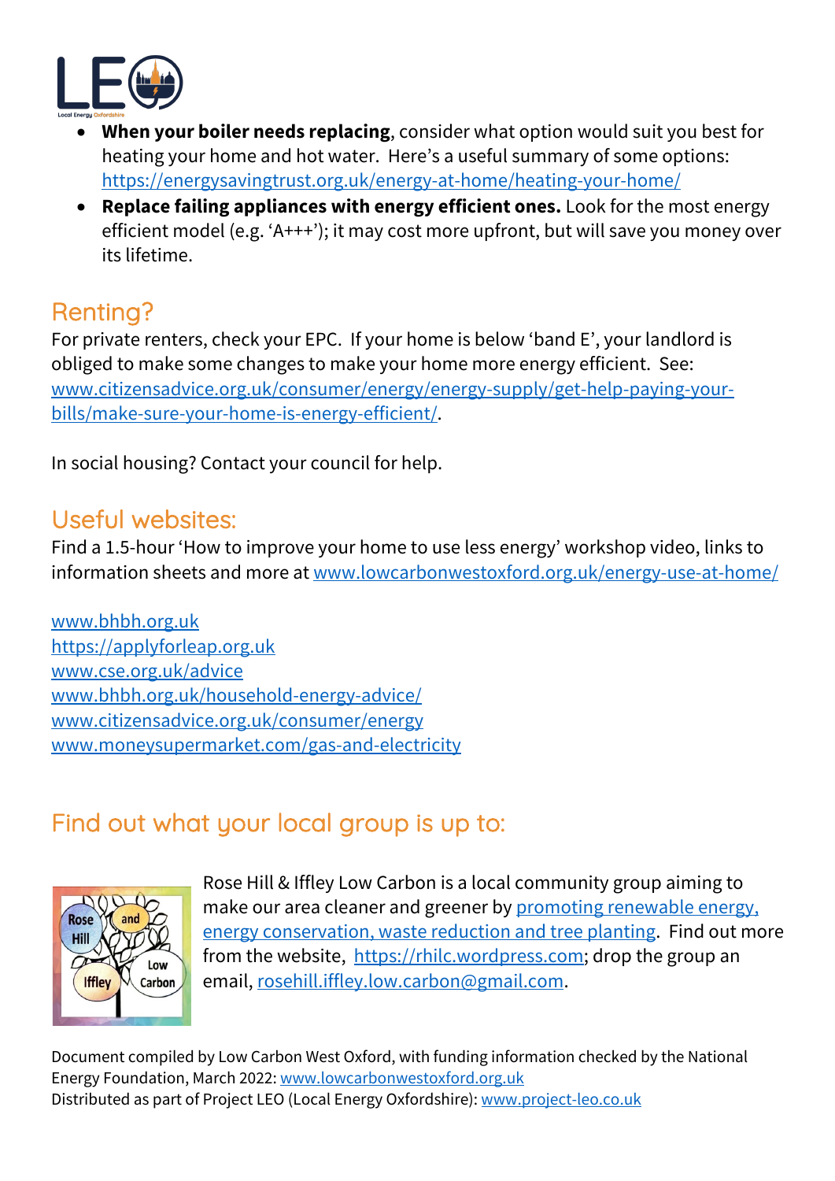- **When your boiler needs replacing**, consider what option would suit you best for heating your home and hot water. Here's a useful summary of some options: https://energysavingtrust.org.uk/energy-at-home/heating-your-home/
- **Replace failing appliances with energy efficient ones.** Look for the most energy efficient model (e.g. 'A+++'); it may cost more upfront, but will save you money over its lifetime.

## Renting?

For private renters, check your EPC. If your home is below 'band E', your landlord is obliged to make some changes to make your home more energy efficient. See: www.citizensadvice.org.uk/consumer/energy/energy-supply/get-help-paying-your-bills/make-sure-your-home-is-energy-efficient/.

In social housing? Contact your council for help.

## Useful websites:

Find a 1.5-hour 'How to improve your home to use less energy' workshop video, links to information sheets and more at www.lowcarbonwestoxford.org.uk/energy-use-at-home/

www.bhbh.org.uk
https://applyforleap.org.uk
www.cse.org.uk/advice
www.bhbh.org.uk/household-energy-advice/
www.citizensadvice.org.uk/consumer/energy
www.moneysupermarket.com/gas-and-electricity

## Find out what your local group is up to:

Rose Hill & Iffley Low Carbon is a local community group aiming to make our area cleaner and greener by promoting renewable energy, energy conservation, waste reduction and tree planting. Find out more from the website, https://rhilc.wordpress.com; drop the group an email, rosehill.iffley.low.carbon@gmail.com.

Document compiled by Low Carbon West Oxford, with funding information checked by the National Energy Foundation, March 2022: www.lowcarbonwestoxford.org.uk
Distributed as part of Project LEO (Local Energy Oxfordshire): www.project-leo.co.uk